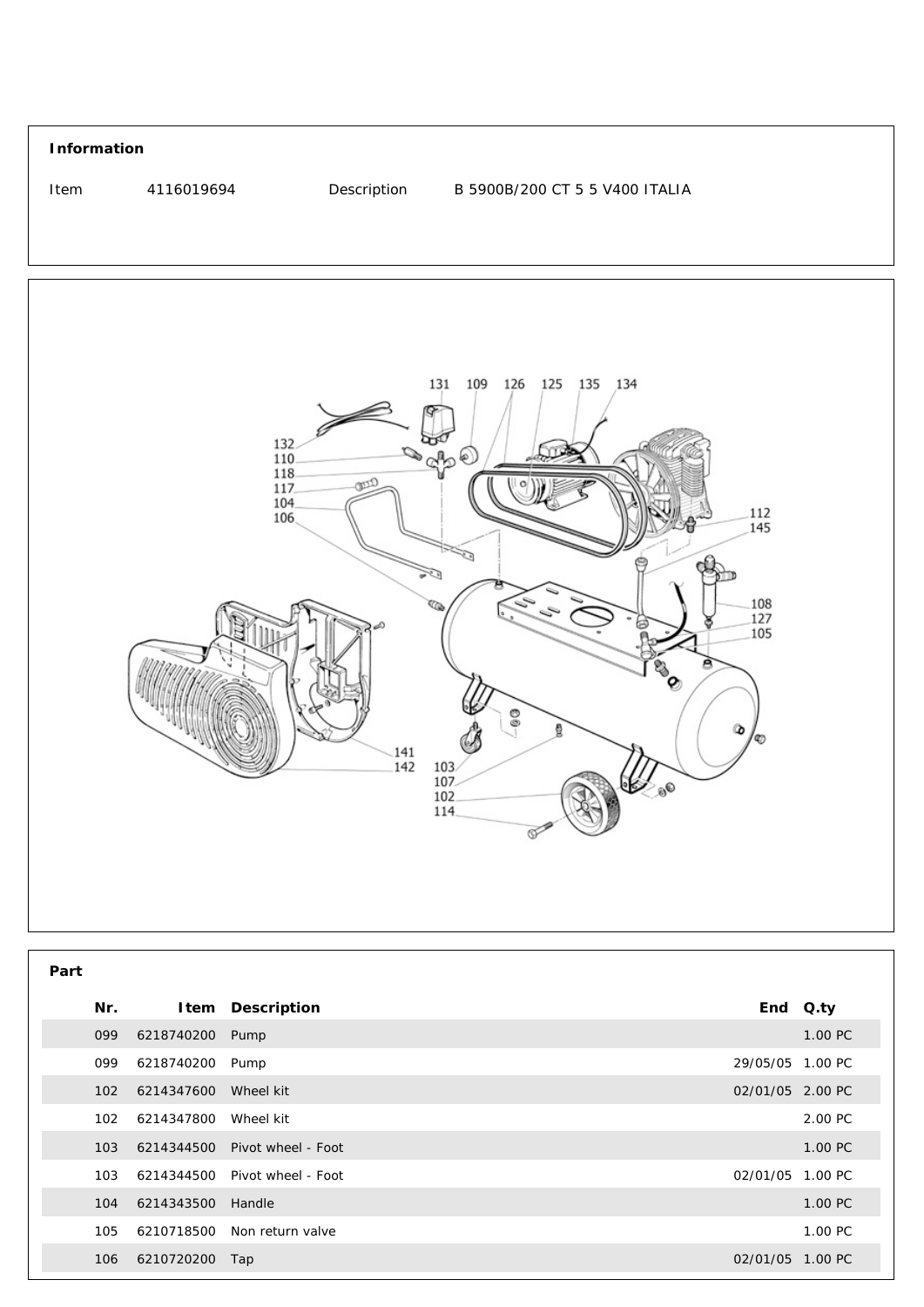## Information

| Item | 4116019694 | Description | B 5900B/200 CT 5 5 V400 ITALIA |
|---|---|---|---|

## Part

| Nr. | Item | Description | End | Q.ty |
|---|---|---|---|---|
| 099 | 6218740200 | Pump | | 1.00 PC |
| 099 | 6218740200 | Pump | 29/05/05 | 1.00 PC |
| 102 | 6214347600 | Wheel kit | 02/01/05 | 2.00 PC |
| 102 | 6214347800 | Wheel kit | | 2.00 PC |
| 103 | 6214344500 | Pivot wheel - Foot | | 1.00 PC |
| 103 | 6214344500 | Pivot wheel - Foot | 02/01/05 | 1.00 PC |
| 104 | 6214343500 | Handle | | 1.00 PC |
| 105 | 6210718500 | Non return valve | | 1.00 PC |
| 106 | 6210720200 | Tap | 02/01/05 | 1.00 PC |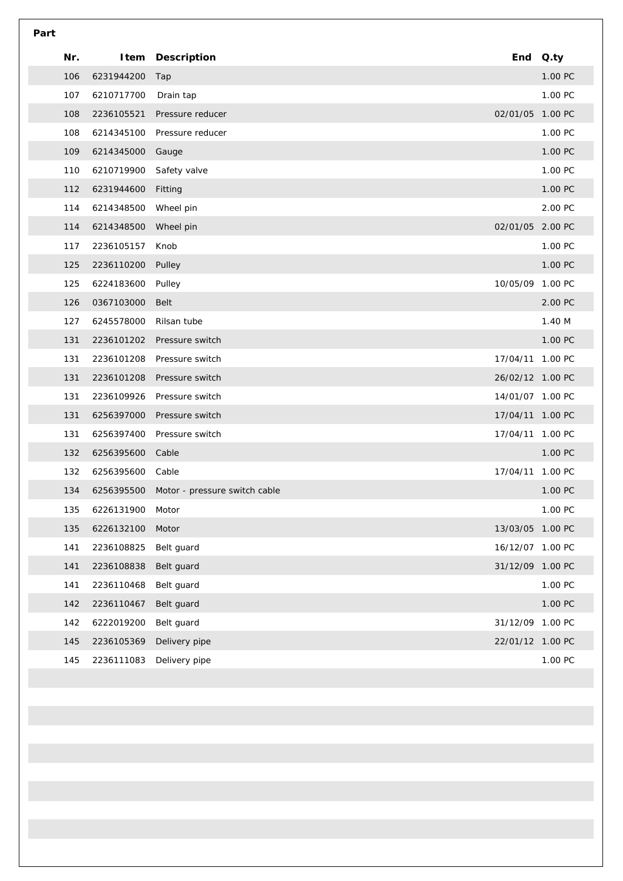**Part**

| Nr. | Item | Description | End | Q.ty |
|---|---|---|---|---|
| 106 | 6231944200 | Tap | | 1.00 PC |
| 107 | 6210717700 | Drain tap | | 1.00 PC |
| 108 | 2236105521 | Pressure reducer | 02/01/05 | 1.00 PC |
| 108 | 6214345100 | Pressure reducer | | 1.00 PC |
| 109 | 6214345000 | Gauge | | 1.00 PC |
| 110 | 6210719900 | Safety valve | | 1.00 PC |
| 112 | 6231944600 | Fitting | | 1.00 PC |
| 114 | 6214348500 | Wheel pin | | 2.00 PC |
| 114 | 6214348500 | Wheel pin | 02/01/05 | 2.00 PC |
| 117 | 2236105157 | Knob | | 1.00 PC |
| 125 | 2236110200 | Pulley | | 1.00 PC |
| 125 | 6224183600 | Pulley | 10/05/09 | 1.00 PC |
| 126 | 0367103000 | Belt | | 2.00 PC |
| 127 | 6245578000 | Rilsan tube | | 1.40 M |
| 131 | 2236101202 | Pressure switch | | 1.00 PC |
| 131 | 2236101208 | Pressure switch | 17/04/11 | 1.00 PC |
| 131 | 2236101208 | Pressure switch | 26/02/12 | 1.00 PC |
| 131 | 2236109926 | Pressure switch | 14/01/07 | 1.00 PC |
| 131 | 6256397000 | Pressure switch | 17/04/11 | 1.00 PC |
| 131 | 6256397400 | Pressure switch | 17/04/11 | 1.00 PC |
| 132 | 6256395600 | Cable | | 1.00 PC |
| 132 | 6256395600 | Cable | 17/04/11 | 1.00 PC |
| 134 | 6256395500 | Motor - pressure switch cable | | 1.00 PC |
| 135 | 6226131900 | Motor | | 1.00 PC |
| 135 | 6226132100 | Motor | 13/03/05 | 1.00 PC |
| 141 | 2236108825 | Belt guard | 16/12/07 | 1.00 PC |
| 141 | 2236108838 | Belt guard | 31/12/09 | 1.00 PC |
| 141 | 2236110468 | Belt guard | | 1.00 PC |
| 142 | 2236110467 | Belt guard | | 1.00 PC |
| 142 | 6222019200 | Belt guard | 31/12/09 | 1.00 PC |
| 145 | 2236105369 | Delivery pipe | 22/01/12 | 1.00 PC |
| 145 | 2236111083 | Delivery pipe | | 1.00 PC |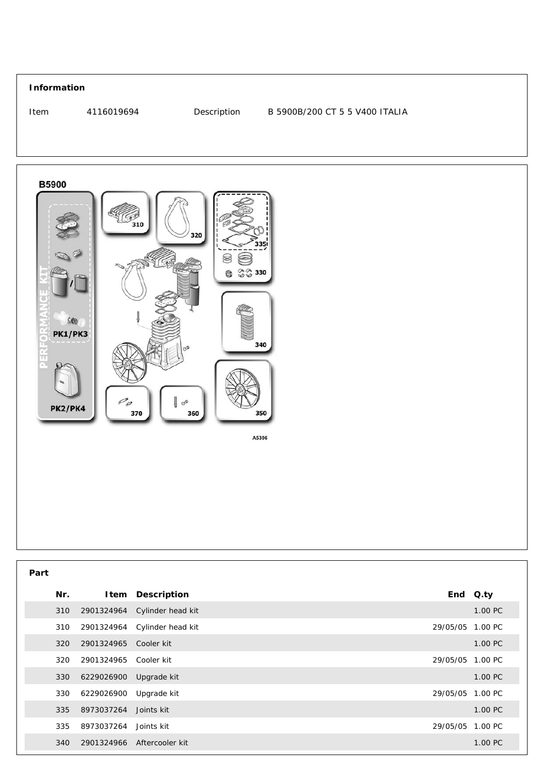**Information**

Item 4116019694 Description B 5900B/200 CT 5 5 V400 ITALIA

**Part**

| Nr. | Item | Description | End | Q.ty |
|---|---|---|---|---|
| 310 | 2901324964 | Cylinder head kit | | 1.00 PC |
| 310 | 2901324964 | Cylinder head kit | 29/05/05 | 1.00 PC |
| 320 | 2901324965 | Cooler kit | | 1.00 PC |
| 320 | 2901324965 | Cooler kit | 29/05/05 | 1.00 PC |
| 330 | 6229026900 | Upgrade kit | | 1.00 PC |
| 330 | 6229026900 | Upgrade kit | 29/05/05 | 1.00 PC |
| 335 | 8973037264 | Joints kit | | 1.00 PC |
| 335 | 8973037264 | Joints kit | 29/05/05 | 1.00 PC |
| 340 | 2901324966 | Aftercooler kit | | 1.00 PC |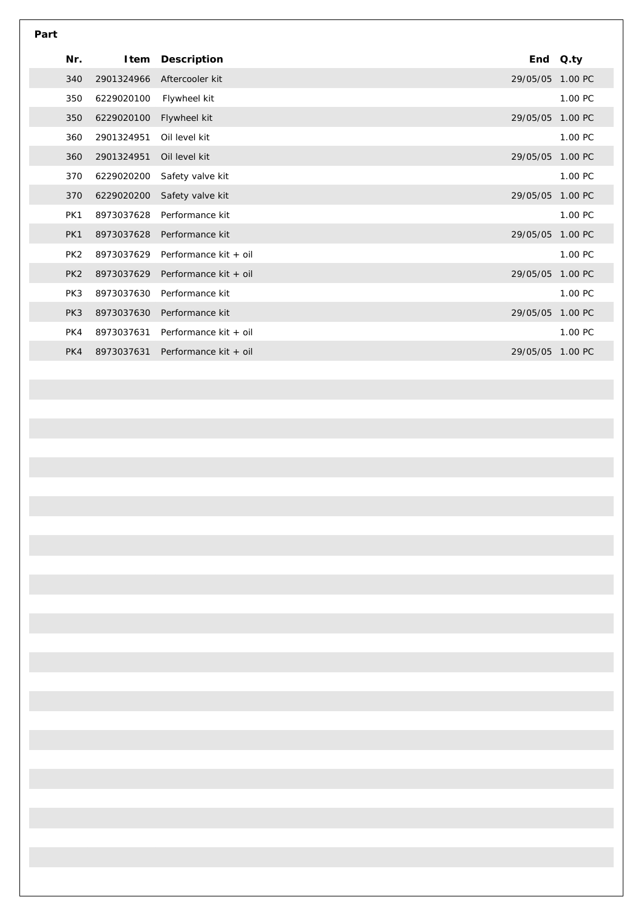**Part**

| Nr. | Item | Description | End | Q.ty |
|---|---|---|---|---|
| 340 | 2901324966 | Aftercooler kit | 29/05/05 | 1.00 PC |
| 350 | 6229020100 | Flywheel kit | | 1.00 PC |
| 350 | 6229020100 | Flywheel kit | 29/05/05 | 1.00 PC |
| 360 | 2901324951 | Oil level kit | | 1.00 PC |
| 360 | 2901324951 | Oil level kit | 29/05/05 | 1.00 PC |
| 370 | 6229020200 | Safety valve kit | | 1.00 PC |
| 370 | 6229020200 | Safety valve kit | 29/05/05 | 1.00 PC |
| PK1 | 8973037628 | Performance kit | | 1.00 PC |
| PK1 | 8973037628 | Performance kit | 29/05/05 | 1.00 PC |
| PK2 | 8973037629 | Performance kit + oil | | 1.00 PC |
| PK2 | 8973037629 | Performance kit + oil | 29/05/05 | 1.00 PC |
| PK3 | 8973037630 | Performance kit | | 1.00 PC |
| PK3 | 8973037630 | Performance kit | 29/05/05 | 1.00 PC |
| PK4 | 8973037631 | Performance kit + oil | | 1.00 PC |
| PK4 | 8973037631 | Performance kit + oil | 29/05/05 | 1.00 PC |